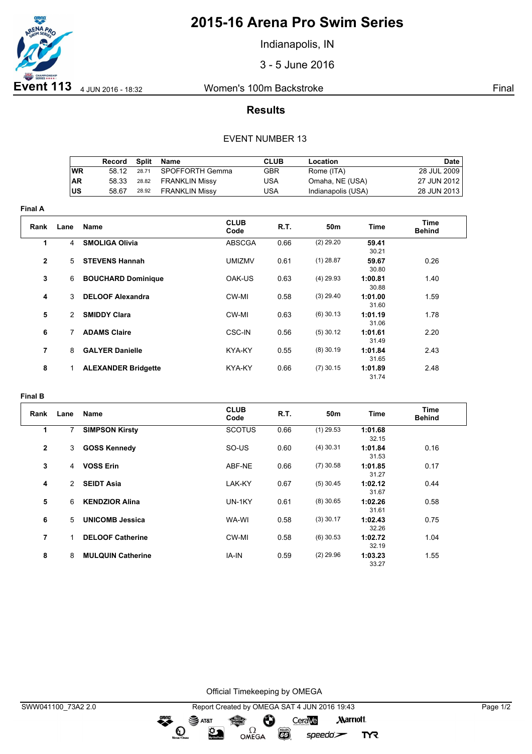# 2015-16 Arena Pro Swim Series

Indianapolis, IN

3 - 5 June 2016

**Event 113** 4 JUN 2016 - 18:32 — Women's 100m Backstroke — Final

## Results

EVENT NUMBER 13

| | Record | Split | Name | CLUB | Location | Date |
|---|---|---|---|---|---|---|
| WR | 58.12 | 28.71 | SPOFFORTH Gemma | GBR | Rome (ITA) | 28 JUL 2009 |
| AR | 58.33 | 28.82 | FRANKLIN Missy | USA | Omaha, NE (USA) | 27 JUN 2012 |
| US | 58.67 | 28.92 | FRANKLIN Missy | USA | Indianapolis (USA) | 28 JUN 2013 |

### Final A

| Rank | Lane | Name | CLUB Code | R.T. | 50m | Time | Time Behind |
|---|---|---|---|---|---|---|---|
| 1 | 4 | **SMOLIGA Olivia** | ABSCGA | 0.66 | (2) 29.20 | **59.41** 30.21 | |
| 2 | 5 | **STEVENS Hannah** | UMIZMV | 0.61 | (1) 28.87 | **59.67** 30.80 | 0.26 |
| 3 | 6 | **BOUCHARD Dominique** | OAK-US | 0.63 | (4) 29.93 | **1:00.81** 30.88 | 1.40 |
| 4 | 3 | **DELOOF Alexandra** | CW-MI | 0.58 | (3) 29.40 | **1:01.00** 31.60 | 1.59 |
| 5 | 2 | **SMIDDY Clara** | CW-MI | 0.63 | (6) 30.13 | **1:01.19** 31.06 | 1.78 |
| 6 | 7 | **ADAMS Claire** | CSC-IN | 0.56 | (5) 30.12 | **1:01.61** 31.49 | 2.20 |
| 7 | 8 | **GALYER Danielle** | KYA-KY | 0.55 | (8) 30.19 | **1:01.84** 31.65 | 2.43 |
| 8 | 1 | **ALEXANDER Bridgette** | KYA-KY | 0.66 | (7) 30.15 | **1:01.89** 31.74 | 2.48 |

### Final B

| Rank | Lane | Name | CLUB Code | R.T. | 50m | Time | Time Behind |
|---|---|---|---|---|---|---|---|
| 1 | 7 | **SIMPSON Kirsty** | SCOTUS | 0.66 | (1) 29.53 | **1:01.68** 32.15 | |
| 2 | 3 | **GOSS Kennedy** | SO-US | 0.60 | (4) 30.31 | **1:01.84** 31.53 | 0.16 |
| 3 | 4 | **VOSS Erin** | ABF-NE | 0.66 | (7) 30.58 | **1:01.85** 31.27 | 0.17 |
| 4 | 2 | **SEIDT Asia** | LAK-KY | 0.67 | (5) 30.45 | **1:02.12** 31.67 | 0.44 |
| 5 | 6 | **KENDZIOR Alina** | UN-1KY | 0.61 | (8) 30.65 | **1:02.26** 31.61 | 0.58 |
| 6 | 5 | **UNICOMB Jessica** | WA-WI | 0.58 | (3) 30.17 | **1:02.43** 32.26 | 0.75 |
| 7 | 1 | **DELOOF Catherine** | CW-MI | 0.58 | (6) 30.53 | **1:02.72** 32.19 | 1.04 |
| 8 | 8 | **MULQUIN Catherine** | IA-IN | 0.59 | (2) 29.96 | **1:03.23** 33.27 | 1.55 |

Official Timekeeping by OMEGA

SWW041100_73A2 2.0 — Report Created by OMEGA SAT 4 JUN 2016 19:43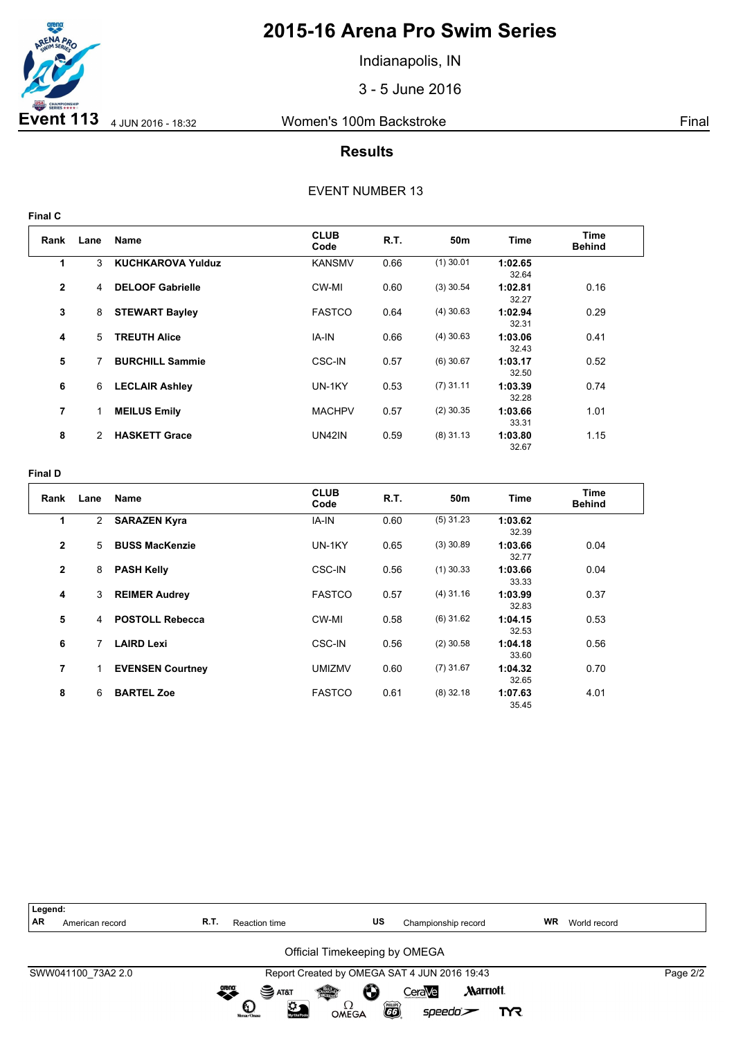# 2015-16 Arena Pro Swim Series

Indianapolis, IN

3 - 5 June 2016

**Event 113** 4 JUN 2016 - 18:32 Women's 100m Backstroke Final

## Results

EVENT NUMBER 13

**Final C**

| Rank | Lane | Name | CLUB Code | R.T. | 50m | Time | Time Behind |
|---|---|---|---|---|---|---|---|
| 1 | 3 | **KUCHKAROVA Yulduz** | KANSMV | 0.66 | (1) 30.01 | **1:02.65** 32.64 | |
| 2 | 4 | **DELOOF Gabrielle** | CW-MI | 0.60 | (3) 30.54 | **1:02.81** 32.27 | 0.16 |
| 3 | 8 | **STEWART Bayley** | FASTCO | 0.64 | (4) 30.63 | **1:02.94** 32.31 | 0.29 |
| 4 | 5 | **TREUTH Alice** | IA-IN | 0.66 | (4) 30.63 | **1:03.06** 32.43 | 0.41 |
| 5 | 7 | **BURCHILL Sammie** | CSC-IN | 0.57 | (6) 30.67 | **1:03.17** 32.50 | 0.52 |
| 6 | 6 | **LECLAIR Ashley** | UN-1KY | 0.53 | (7) 31.11 | **1:03.39** 32.28 | 0.74 |
| 7 | 1 | **MEILUS Emily** | MACHPV | 0.57 | (2) 30.35 | **1:03.66** 33.31 | 1.01 |
| 8 | 2 | **HASKETT Grace** | UN42IN | 0.59 | (8) 31.13 | **1:03.80** 32.67 | 1.15 |

**Final D**

| Rank | Lane | Name | CLUB Code | R.T. | 50m | Time | Time Behind |
|---|---|---|---|---|---|---|---|
| 1 | 2 | **SARAZEN Kyra** | IA-IN | 0.60 | (5) 31.23 | **1:03.62** 32.39 | |
| 2 | 5 | **BUSS MacKenzie** | UN-1KY | 0.65 | (3) 30.89 | **1:03.66** 32.77 | 0.04 |
| 2 | 8 | **PASH Kelly** | CSC-IN | 0.56 | (1) 30.33 | **1:03.66** 33.33 | 0.04 |
| 4 | 3 | **REIMER Audrey** | FASTCO | 0.57 | (4) 31.16 | **1:03.99** 32.83 | 0.37 |
| 5 | 4 | **POSTOLL Rebecca** | CW-MI | 0.58 | (6) 31.62 | **1:04.15** 32.53 | 0.53 |
| 6 | 7 | **LAIRD Lexi** | CSC-IN | 0.56 | (2) 30.58 | **1:04.18** 33.60 | 0.56 |
| 7 | 1 | **EVENSEN Courtney** | UMIZMV | 0.60 | (7) 31.67 | **1:04.32** 32.65 | 0.70 |
| 8 | 6 | **BARTEL Zoe** | FASTCO | 0.61 | (8) 32.18 | **1:07.63** 35.45 | 4.01 |

**Legend:**

| | | | | | | | |
|---|---|---|---|---|---|---|---|
| AR | American record | R.T. | Reaction time | US | Championship record | WR | World record |

Official Timekeeping by OMEGA

SWW041100_73A2 2.0 Report Created by OMEGA SAT 4 JUN 2016 19:43